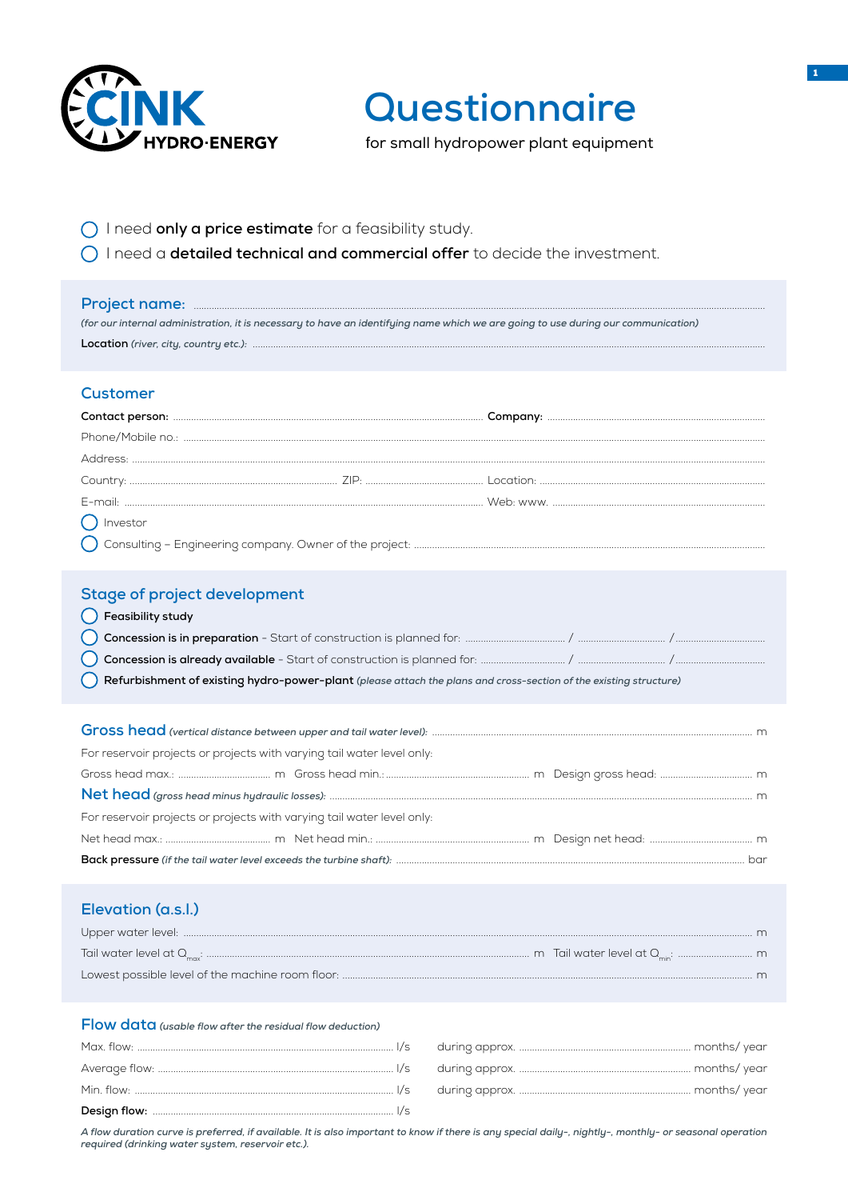**CINK HYDRO·ENERGY**

# Questionnaire

for small hydropower plant equipment

- ◯ I need **only a price estimate** for a feasibility study.
- ◯ I need a **detailed technical and commercial offer** to decide the investment.

## Project name: ..............................

*(for our internal administration, it is necessary to have an identifying name which we are going to use during our communication)*

**Location** *(river, city, country etc.)*: ..............................

## Customer

**Contact person:** .............................. **Company:** ..............................

Phone/Mobile no.: ..............................

Address: ..............................

Country: .............................. ZIP: .............................. Location: ..............................

E-mail: .............................. Web: www. ..............................

- ◯ Investor
- ◯ Consulting – Engineering company. Owner of the project: ..............................

## Stage of project development

- ◯ **Feasibility study**
- ◯ **Concession is in preparation** – Start of construction is planned for: .......... / .......... / ..........
- ◯ **Concession is already available** – Start of construction is planned for: .......... / .......... / ..........
- ◯ **Refurbishment of existing hydro-power-plant** *(please attach the plans and cross-section of the existing structure)*

## Gross head *(vertical distance between upper and tail water level)*: .............................. m

For reservoir projects or projects with varying tail water level only:

Gross head max.: .............................. m Gross head min.: .............................. m Design gross head: .............................. m

## Net head *(gross head minus hydraulic losses)*: .............................. m

For reservoir projects or projects with varying tail water level only:

Net head max.: .............................. m Net head min.: .............................. m Design net head: .............................. m

**Back pressure** *(if the tail water level exceeds the turbine shaft)*: .............................. bar

## Elevation (a.s.l.)

Upper water level: .............................. m

Tail water level at $Q_{max}$: .............................. m Tail water level at $Q_{min}$: .............................. m

Lowest possible level of the machine room floor: .............................. m

## Flow data *(usable flow after the residual flow deduction)*

Max. flow: .............................. l/s during approx. .............................. months/ year

Average flow: .............................. l/s during approx. .............................. months/ year

Min. flow: .............................. l/s during approx. .............................. months/ year

**Design flow:** .............................. l/s

*A flow duration curve is preferred, if available. It is also important to know if there is any special daily-, nightly-, monthly- or seasonal operation required (drinking water system, reservoir etc.).*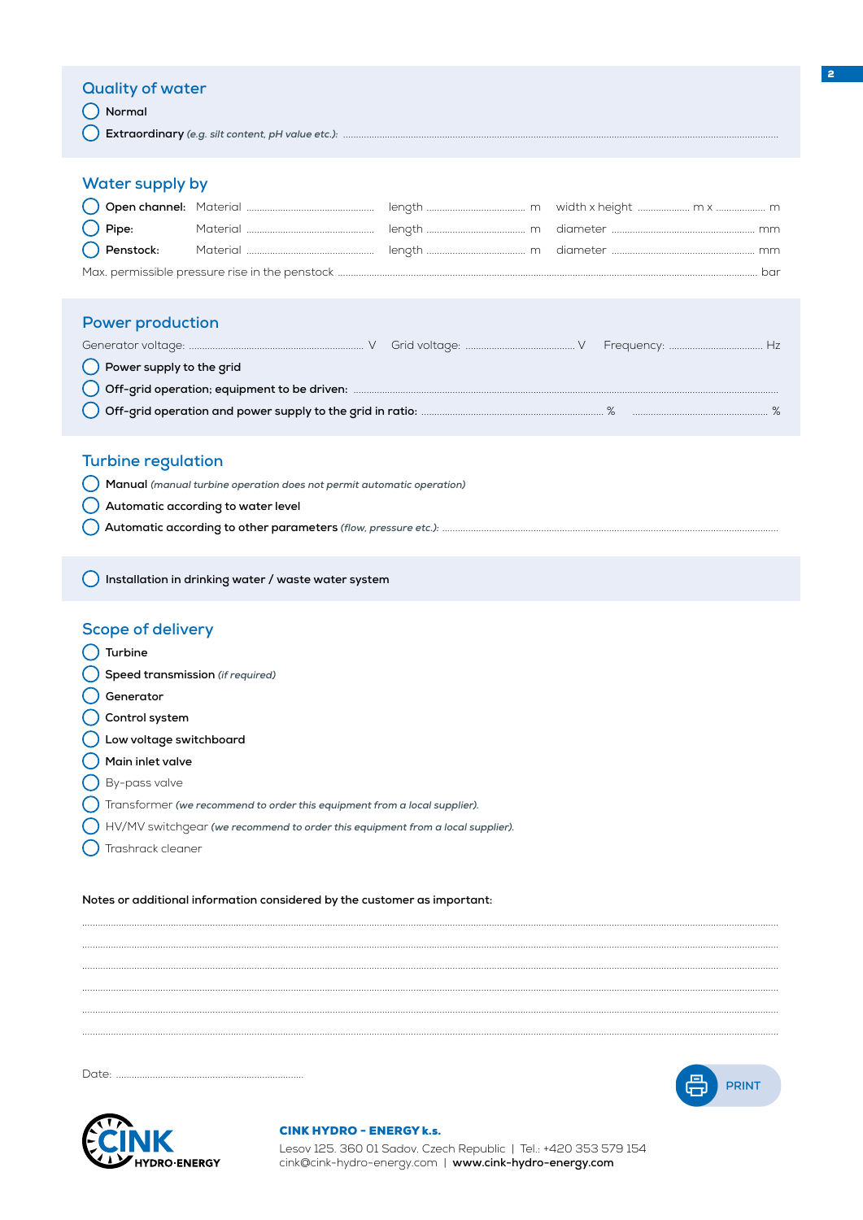## Quality of water

- ◯ **Normal**
- ◯ **Extraordinary** *(e.g. silt content, pH value etc.)*: ................................................................................................

## Water supply by

- ◯ **Open channel:** Material .............................. length .............................. m width x height .............. m x .............. m
- ◯ **Pipe:** Material .............................. length .............................. m diameter .............................. mm
- ◯ **Penstock:** Material .............................. length .............................. m diameter .............................. mm

Max. permissible pressure rise in the penstock ................................................................................................ bar

## Power production

Generator voltage: .............................. V Grid voltage: .............................. V Frequency: .............................. Hz

- ◯ **Power supply to the grid**
- ◯ **Off-grid operation; equipment to be driven:** ................................................................................................
- ◯ **Off-grid operation and power supply to the grid in ratio:** .............................. % .............................. %

## Turbine regulation

- ◯ **Manual** *(manual turbine operation does not permit automatic operation)*
- ◯ **Automatic according to water level**
- ◯ **Automatic according to other parameters** *(flow, pressure etc.)*: ................................................................................................

- ◯ **Installation in drinking water / waste water system**

## Scope of delivery

- ◯ **Turbine**
- ◯ **Speed transmission** *(if required)*
- ◯ **Generator**
- ◯ **Control system**
- ◯ **Low voltage switchboard**
- ◯ **Main inlet valve**
- ◯ By-pass valve
- ◯ Transformer ***(we recommend to order this equipment from a local supplier).***
- ◯ HV/MV switchgear ***(we recommend to order this equipment from a local supplier).***
- ◯ Trashrack cleaner

**Notes or additional information considered by the customer as important:**

................................................................................................

................................................................................................

................................................................................................

................................................................................................

................................................................................................

................................................................................................

Date: ..............................

PRINT

CINK HYDRO·ENERGY

**CINK HYDRO - ENERGY k.s.**
Lesov 125, 360 01 Sadov, Czech Republic | Tel.: +420 353 579 154
cink@cink-hydro-energy.com | **www.cink-hydro-energy.com**